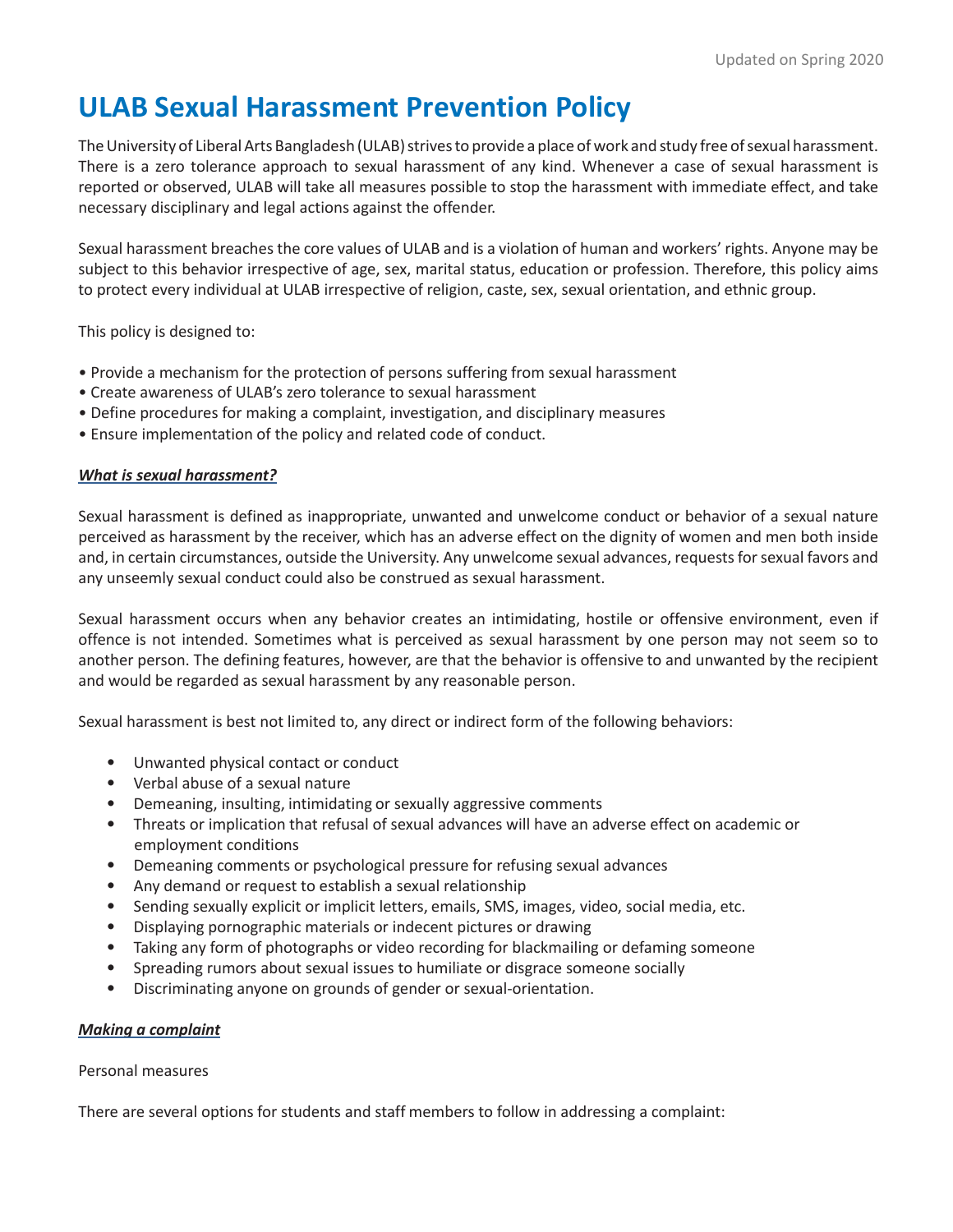Updated on Spring 2020

# ULAB Sexual Harassment Prevention Policy

The University of Liberal Arts Bangladesh (ULAB) strives to provide a place of work and study free of sexual harassment. There is a zero tolerance approach to sexual harassment of any kind. Whenever a case of sexual harassment is reported or observed, ULAB will take all measures possible to stop the harassment with immediate effect, and take necessary disciplinary and legal actions against the offender.

Sexual harassment breaches the core values of ULAB and is a violation of human and workers' rights. Anyone may be subject to this behavior irrespective of age, sex, marital status, education or profession. Therefore, this policy aims to protect every individual at ULAB irrespective of religion, caste, sex, sexual orientation, and ethnic group.

This policy is designed to:

- Provide a mechanism for the protection of persons suffering from sexual harassment
- Create awareness of ULAB's zero tolerance to sexual harassment
- Define procedures for making a complaint, investigation, and disciplinary measures
- Ensure implementation of the policy and related code of conduct.

***What is sexual harassment?***

Sexual harassment is defined as inappropriate, unwanted and unwelcome conduct or behavior of a sexual nature perceived as harassment by the receiver, which has an adverse effect on the dignity of women and men both inside and, in certain circumstances, outside the University. Any unwelcome sexual advances, requests for sexual favors and any unseemly sexual conduct could also be construed as sexual harassment.

Sexual harassment occurs when any behavior creates an intimidating, hostile or offensive environment, even if offence is not intended. Sometimes what is perceived as sexual harassment by one person may not seem so to another person. The defining features, however, are that the behavior is offensive to and unwanted by the recipient and would be regarded as sexual harassment by any reasonable person.

Sexual harassment is best not limited to, any direct or indirect form of the following behaviors:

- Unwanted physical contact or conduct
- Verbal abuse of a sexual nature
- Demeaning, insulting, intimidating or sexually aggressive comments
- Threats or implication that refusal of sexual advances will have an adverse effect on academic or employment conditions
- Demeaning comments or psychological pressure for refusing sexual advances
- Any demand or request to establish a sexual relationship
- Sending sexually explicit or implicit letters, emails, SMS, images, video, social media, etc.
- Displaying pornographic materials or indecent pictures or drawing
- Taking any form of photographs or video recording for blackmailing or defaming someone
- Spreading rumors about sexual issues to humiliate or disgrace someone socially
- Discriminating anyone on grounds of gender or sexual-orientation.

***Making a complaint***

Personal measures

There are several options for students and staff members to follow in addressing a complaint: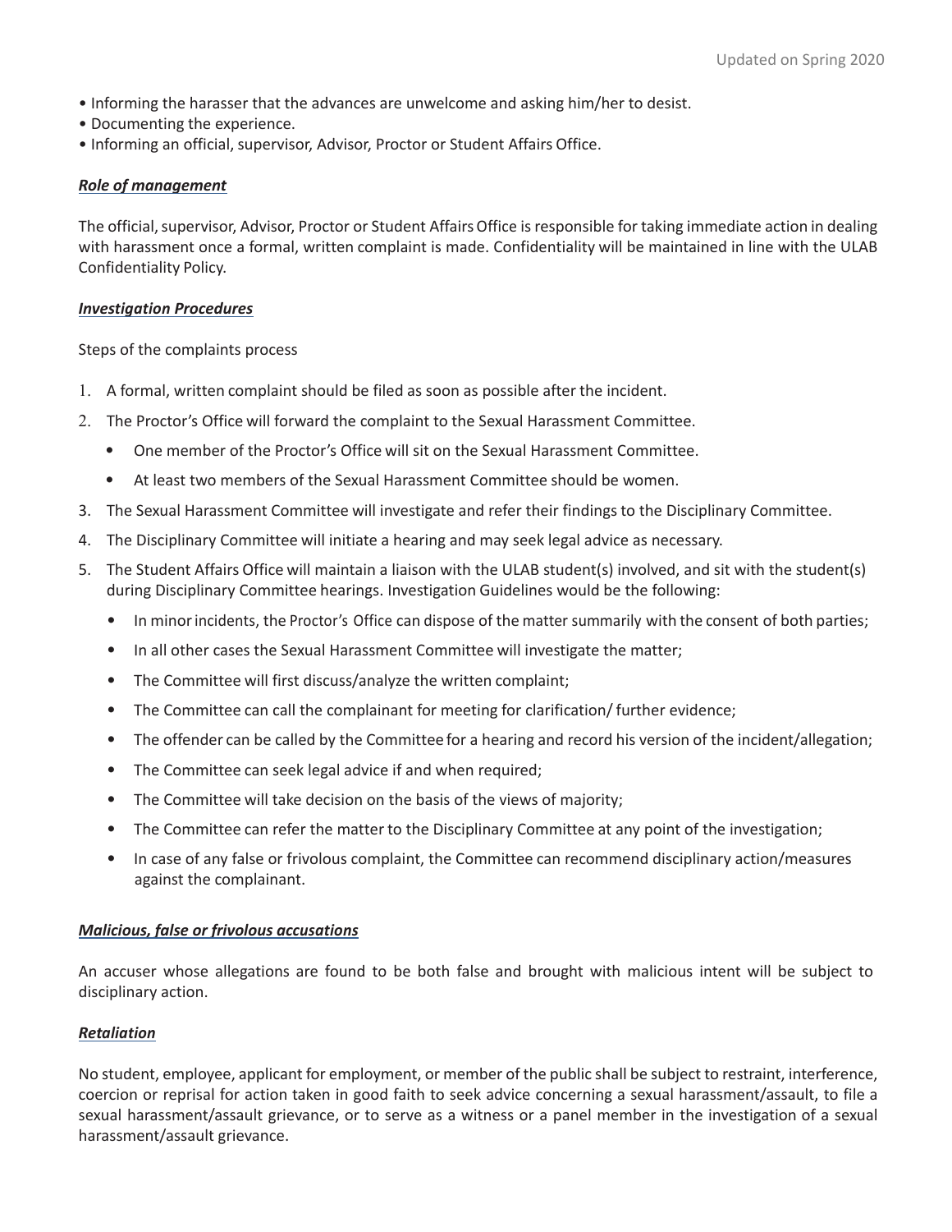- Informing the harasser that the advances are unwelcome and asking him/her to desist.
- Documenting the experience.
- Informing an official, supervisor, Advisor, Proctor or Student Affairs Office.

***Role of management***

The official, supervisor, Advisor, Proctor or Student Affairs Office is responsible for taking immediate action in dealing with harassment once a formal, written complaint is made. Confidentiality will be maintained in line with the ULAB Confidentiality Policy.

***Investigation Procedures***

Steps of the complaints process

1. A formal, written complaint should be filed as soon as possible after the incident.
2. The Proctor's Office will forward the complaint to the Sexual Harassment Committee.
   - One member of the Proctor's Office will sit on the Sexual Harassment Committee.
   - At least two members of the Sexual Harassment Committee should be women.
3. The Sexual Harassment Committee will investigate and refer their findings to the Disciplinary Committee.
4. The Disciplinary Committee will initiate a hearing and may seek legal advice as necessary.
5. The Student Affairs Office will maintain a liaison with the ULAB student(s) involved, and sit with the student(s) during Disciplinary Committee hearings. Investigation Guidelines would be the following:
   - In minor incidents, the Proctor's Office can dispose of the matter summarily with the consent of both parties;
   - In all other cases the Sexual Harassment Committee will investigate the matter;
   - The Committee will first discuss/analyze the written complaint;
   - The Committee can call the complainant for meeting for clarification/ further evidence;
   - The offender can be called by the Committee for a hearing and record his version of the incident/allegation;
   - The Committee can seek legal advice if and when required;
   - The Committee will take decision on the basis of the views of majority;
   - The Committee can refer the matter to the Disciplinary Committee at any point of the investigation;
   - In case of any false or frivolous complaint, the Committee can recommend disciplinary action/measures against the complainant.

***Malicious, false or frivolous accusations***

An accuser whose allegations are found to be both false and brought with malicious intent will be subject to disciplinary action.

***Retaliation***

No student, employee, applicant for employment, or member of the public shall be subject to restraint, interference, coercion or reprisal for action taken in good faith to seek advice concerning a sexual harassment/assault, to file a sexual harassment/assault grievance, or to serve as a witness or a panel member in the investigation of a sexual harassment/assault grievance.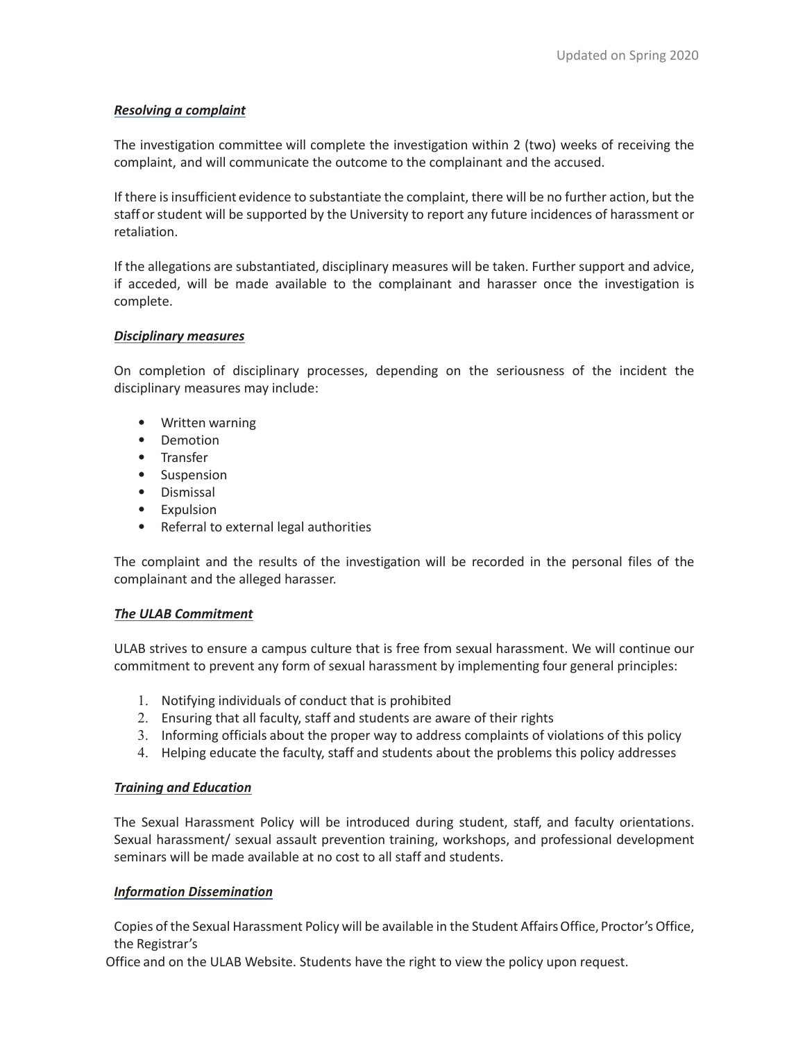***Resolving a complaint***

The investigation committee will complete the investigation within 2 (two) weeks of receiving the complaint, and will communicate the outcome to the complainant and the accused.

If there is insufficient evidence to substantiate the complaint, there will be no further action, but the staff or student will be supported by the University to report any future incidences of harassment or retaliation.

If the allegations are substantiated, disciplinary measures will be taken. Further support and advice, if acceded, will be made available to the complainant and harasser once the investigation is complete.

***Disciplinary measures***

On completion of disciplinary processes, depending on the seriousness of the incident the disciplinary measures may include:

- Written warning
- Demotion
- Transfer
- Suspension
- Dismissal
- Expulsion
- Referral to external legal authorities

The complaint and the results of the investigation will be recorded in the personal files of the complainant and the alleged harasser.

***The ULAB Commitment***

ULAB strives to ensure a campus culture that is free from sexual harassment. We will continue our commitment to prevent any form of sexual harassment by implementing four general principles:

1. Notifying individuals of conduct that is prohibited
2. Ensuring that all faculty, staff and students are aware of their rights
3. Informing officials about the proper way to address complaints of violations of this policy
4. Helping educate the faculty, staff and students about the problems this policy addresses

***Training and Education***

The Sexual Harassment Policy will be introduced during student, staff, and faculty orientations. Sexual harassment/ sexual assault prevention training, workshops, and professional development seminars will be made available at no cost to all staff and students.

***Information Dissemination***

Copies of the Sexual Harassment Policy will be available in the Student Affairs Office, Proctor's Office, the Registrar's Office and on the ULAB Website. Students have the right to view the policy upon request.